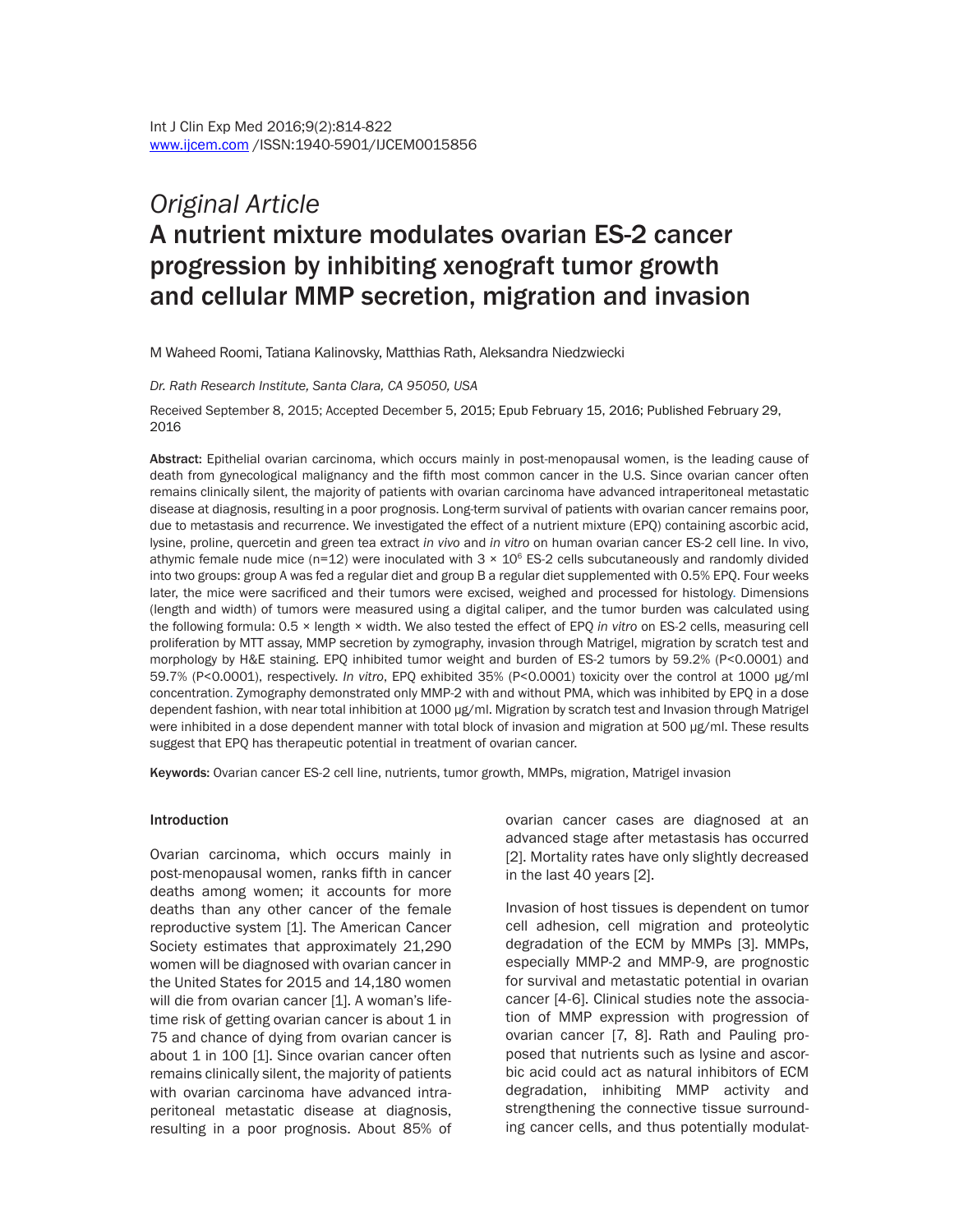Original Article

# A nutrient mixture modulates ovarian ES-2 cancer progression by inhibiting xenograft tumor growth and cellular MMP secretion, migration and invasion

M Waheed Roomi, Tatiana Kalinovsky, Matthias Rath, Aleksandra Niedzwiecki

*Dr. Rath Research Institute, Santa Clara, CA 95050, USA*

Received September 8, 2015; Accepted December 5, 2015; Epub February 15, 2016; Published February 29, 2016

**Abstract:** Epithelial ovarian carcinoma, which occurs mainly in post-menopausal women, is the leading cause of death from gynecological malignancy and the fifth most common cancer in the U.S. Since ovarian cancer often remains clinically silent, the majority of patients with ovarian carcinoma have advanced intraperitoneal metastatic disease at diagnosis, resulting in a poor prognosis. Long-term survival of patients with ovarian cancer remains poor, due to metastasis and recurrence. We investigated the effect of a nutrient mixture (EPQ) containing ascorbic acid, lysine, proline, quercetin and green tea extract *in vivo* and *in vitro* on human ovarian cancer ES-2 cell line. In vivo, athymic female nude mice (n=12) were inoculated with $3 \times 10^6$ ES-2 cells subcutaneously and randomly divided into two groups: group A was fed a regular diet and group B a regular diet supplemented with 0.5% EPQ. Four weeks later, the mice were sacrificed and their tumors were excised, weighed and processed for histology. Dimensions (length and width) of tumors were measured using a digital caliper, and the tumor burden was calculated using the following formula: 0.5 × length × width. We also tested the effect of EPQ *in vitro* on ES-2 cells, measuring cell proliferation by MTT assay, MMP secretion by zymography, invasion through Matrigel, migration by scratch test and morphology by H&E staining. EPQ inhibited tumor weight and burden of ES-2 tumors by 59.2% (P<0.0001) and 59.7% (P<0.0001), respectively. *In vitro*, EPQ exhibited 35% (P<0.0001) toxicity over the control at 1000 μg/ml concentration. Zymography demonstrated only MMP-2 with and without PMA, which was inhibited by EPQ in a dose dependent fashion, with near total inhibition at 1000 μg/ml. Migration by scratch test and Invasion through Matrigel were inhibited in a dose dependent manner with total block of invasion and migration at 500 μg/ml. These results suggest that EPQ has therapeutic potential in treatment of ovarian cancer.

**Keywords:** Ovarian cancer ES-2 cell line, nutrients, tumor growth, MMPs, migration, Matrigel invasion

## Introduction

Ovarian carcinoma, which occurs mainly in post-menopausal women, ranks fifth in cancer deaths among women; it accounts for more deaths than any other cancer of the female reproductive system [1]. The American Cancer Society estimates that approximately 21,290 women will be diagnosed with ovarian cancer in the United States for 2015 and 14,180 women will die from ovarian cancer [1]. A woman's lifetime risk of getting ovarian cancer is about 1 in 75 and chance of dying from ovarian cancer is about 1 in 100 [1]. Since ovarian cancer often remains clinically silent, the majority of patients with ovarian carcinoma have advanced intraperitoneal metastatic disease at diagnosis, resulting in a poor prognosis. About 85% of ovarian cancer cases are diagnosed at an advanced stage after metastasis has occurred [2]. Mortality rates have only slightly decreased in the last 40 years [2].

Invasion of host tissues is dependent on tumor cell adhesion, cell migration and proteolytic degradation of the ECM by MMPs [3]. MMPs, especially MMP-2 and MMP-9, are prognostic for survival and metastatic potential in ovarian cancer [4-6]. Clinical studies note the association of MMP expression with progression of ovarian cancer [7, 8]. Rath and Pauling proposed that nutrients such as lysine and ascorbic acid could act as natural inhibitors of ECM degradation, inhibiting MMP activity and strengthening the connective tissue surrounding cancer cells, and thus potentially modulat-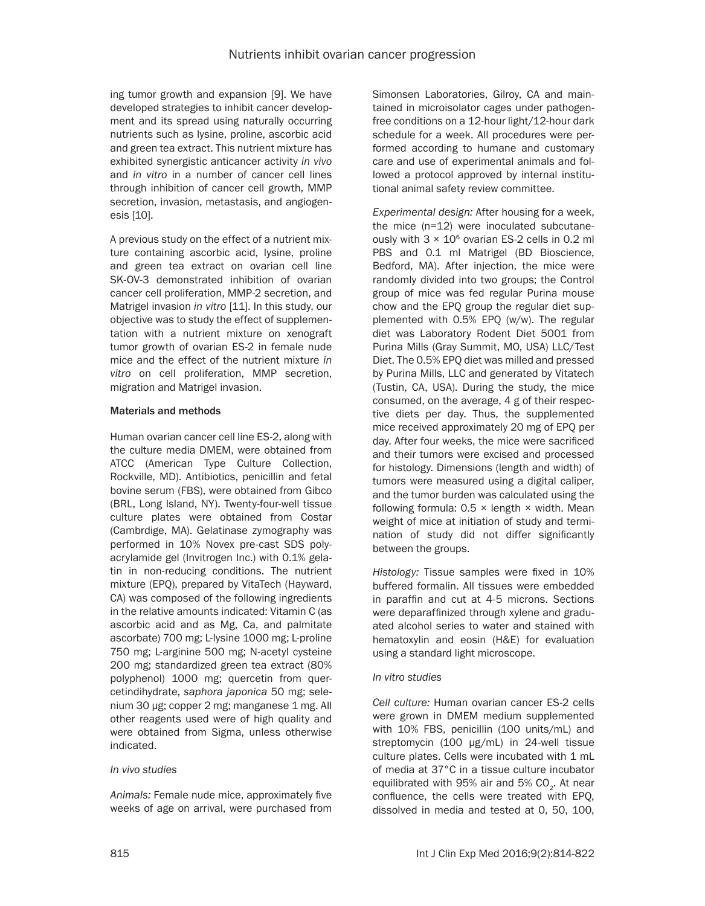ing tumor growth and expansion [9]. We have developed strategies to inhibit cancer development and its spread using naturally occurring nutrients such as lysine, proline, ascorbic acid and green tea extract. This nutrient mixture has exhibited synergistic anticancer activity *in vivo* and *in vitro* in a number of cancer cell lines through inhibition of cancer cell growth, MMP secretion, invasion, metastasis, and angiogenesis [10].

A previous study on the effect of a nutrient mixture containing ascorbic acid, lysine, proline and green tea extract on ovarian cell line SK-OV-3 demonstrated inhibition of ovarian cancer cell proliferation, MMP-2 secretion, and Matrigel invasion *in vitro* [11]. In this study, our objective was to study the effect of supplementation with a nutrient mixture on xenograft tumor growth of ovarian ES-2 in female nude mice and the effect of the nutrient mixture *in vitro* on cell proliferation, MMP secretion, migration and Matrigel invasion.

## Materials and methods

Human ovarian cancer cell line ES-2, along with the culture media DMEM, were obtained from ATCC (American Type Culture Collection, Rockville, MD). Antibiotics, penicillin and fetal bovine serum (FBS), were obtained from Gibco (BRL, Long Island, NY). Twenty-four-well tissue culture plates were obtained from Costar (Cambrdige, MA). Gelatinase zymography was performed in 10% Novex pre-cast SDS polyacrylamide gel (Invitrogen Inc.) with 0.1% gelatin in non-reducing conditions. The nutrient mixture (EPQ), prepared by VitaTech (Hayward, CA) was composed of the following ingredients in the relative amounts indicated: Vitamin C (as ascorbic acid and as Mg, Ca, and palmitate ascorbate) 700 mg; L-lysine 1000 mg; L-proline 750 mg; L-arginine 500 mg; N-acetyl cysteine 200 mg; standardized green tea extract (80% polyphenol) 1000 mg; quercetin from quercetindihydrate, *saphora japonica* 50 mg; selenium 30 µg; copper 2 mg; manganese 1 mg. All other reagents used were of high quality and were obtained from Sigma, unless otherwise indicated.

### *In vivo studies*

*Animals:* Female nude mice, approximately five weeks of age on arrival, were purchased from Simonsen Laboratories, Gilroy, CA and maintained in microisolator cages under pathogen-free conditions on a 12-hour light/12-hour dark schedule for a week. All procedures were performed according to humane and customary care and use of experimental animals and followed a protocol approved by internal institutional animal safety review committee.

*Experimental design:* After housing for a week, the mice (n=12) were inoculated subcutaneously with $3 \times 10^6$ ovarian ES-2 cells in 0.2 ml PBS and 0.1 ml Matrigel (BD Bioscience, Bedford, MA). After injection, the mice were randomly divided into two groups; the Control group of mice was fed regular Purina mouse chow and the EPQ group the regular diet supplemented with 0.5% EPQ (w/w). The regular diet was Laboratory Rodent Diet 5001 from Purina Mills (Gray Summit, MO, USA) LLC/Test Diet. The 0.5% EPQ diet was milled and pressed by Purina Mills, LLC and generated by Vitatech (Tustin, CA, USA). During the study, the mice consumed, on the average, 4 g of their respective diets per day. Thus, the supplemented mice received approximately 20 mg of EPQ per day. After four weeks, the mice were sacrificed and their tumors were excised and processed for histology. Dimensions (length and width) of tumors were measured using a digital caliper, and the tumor burden was calculated using the following formula: $0.5 \times \text{length} \times \text{width}$. Mean weight of mice at initiation of study and termination of study did not differ significantly between the groups.

*Histology:* Tissue samples were fixed in 10% buffered formalin. All tissues were embedded in paraffin and cut at 4-5 microns. Sections were deparaffinized through xylene and graduated alcohol series to water and stained with hematoxylin and eosin (H&E) for evaluation using a standard light microscope.

### *In vitro studies*

*Cell culture:* Human ovarian cancer ES-2 cells were grown in DMEM medium supplemented with 10% FBS, penicillin (100 units/mL) and streptomycin (100 µg/mL) in 24-well tissue culture plates. Cells were incubated with 1 mL of media at 37°C in a tissue culture incubator equilibrated with 95% air and 5% $CO_2$. At near confluence, the cells were treated with EPQ, dissolved in media and tested at 0, 50, 100,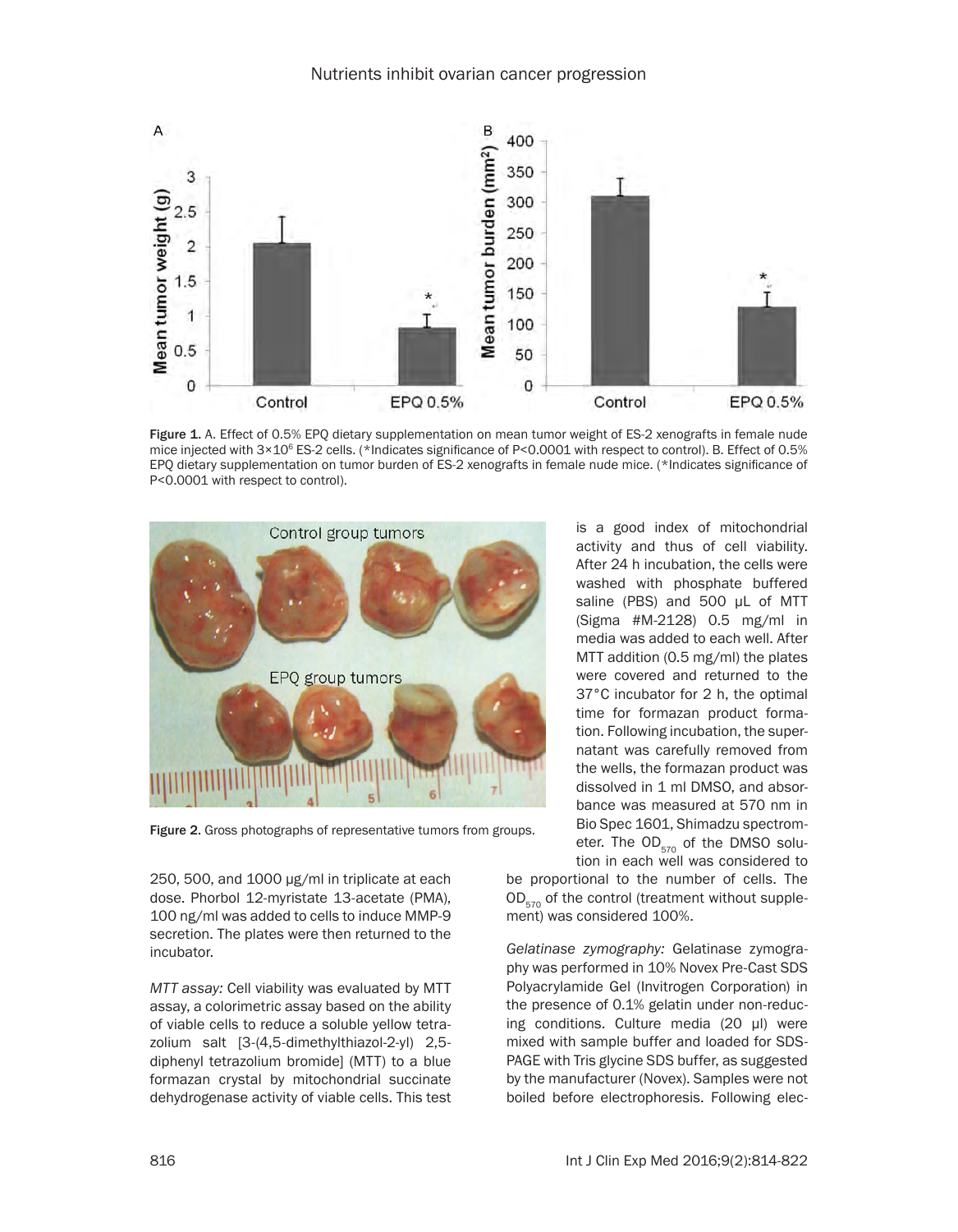Figure 1. A. Effect of 0.5% EPQ dietary supplementation on mean tumor weight of ES-2 xenografts in female nude mice injected with $3\times10^6$ ES-2 cells. (*Indicates significance of P<0.0001 with respect to control). B. Effect of 0.5% EPQ dietary supplementation on tumor burden of ES-2 xenografts in female nude mice. (*Indicates significance of P<0.0001 with respect to control).

Figure 2. Gross photographs of representative tumors from groups.

250, 500, and 1000 μg/ml in triplicate at each dose. Phorbol 12-myristate 13-acetate (PMA), 100 ng/ml was added to cells to induce MMP-9 secretion. The plates were then returned to the incubator.

*MTT assay:* Cell viability was evaluated by MTT assay, a colorimetric assay based on the ability of viable cells to reduce a soluble yellow tetrazolium salt [3-(4,5-dimethylthiazol-2-yl) 2,5-diphenyl tetrazolium bromide] (MTT) to a blue formazan crystal by mitochondrial succinate dehydrogenase activity of viable cells. This test is a good index of mitochondrial activity and thus of cell viability. After 24 h incubation, the cells were washed with phosphate buffered saline (PBS) and 500 μL of MTT (Sigma #M-2128) 0.5 mg/ml in media was added to each well. After MTT addition (0.5 mg/ml) the plates were covered and returned to the 37°C incubator for 2 h, the optimal time for formazan product formation. Following incubation, the supernatant was carefully removed from the wells, the formazan product was dissolved in 1 ml DMSO, and absorbance was measured at 570 nm in Bio Spec 1601, Shimadzu spectrometer. The $OD_{570}$ of the DMSO solution in each well was considered to be proportional to the number of cells. The $OD_{570}$ of the control (treatment without supplement) was considered 100%.

*Gelatinase zymography:* Gelatinase zymography was performed in 10% Novex Pre-Cast SDS Polyacrylamide Gel (Invitrogen Corporation) in the presence of 0.1% gelatin under non-reducing conditions. Culture media (20 μl) were mixed with sample buffer and loaded for SDS-PAGE with Tris glycine SDS buffer, as suggested by the manufacturer (Novex). Samples were not boiled before electrophoresis. Following elec-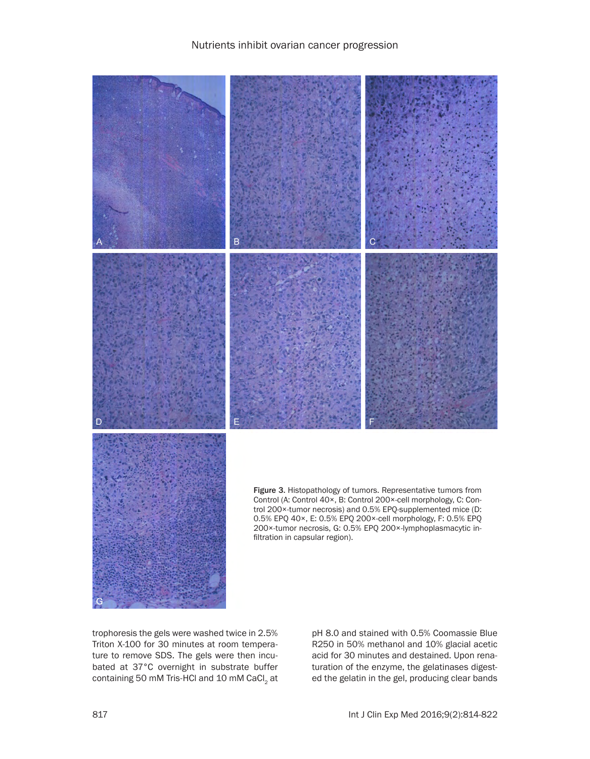Figure 3. Histopathology of tumors. Representative tumors from Control (A: Control 40×, B: Control 200×-cell morphology, C: Control 200×-tumor necrosis) and 0.5% EPQ-supplemented mice (D: 0.5% EPQ 40×, E: 0.5% EPQ 200×-cell morphology, F: 0.5% EPQ 200×-tumor necrosis, G: 0.5% EPQ 200×-lymphoplasmacytic infiltration in capsular region).

trophoresis the gels were washed twice in 2.5% Triton X-100 for 30 minutes at room temperature to remove SDS. The gels were then incubated at 37°C overnight in substrate buffer containing 50 mM Tris-HCl and 10 mM $CaCl_2$ at pH 8.0 and stained with 0.5% Coomassie Blue R250 in 50% methanol and 10% glacial acetic acid for 30 minutes and destained. Upon renaturation of the enzyme, the gelatinases digested the gelatin in the gel, producing clear bands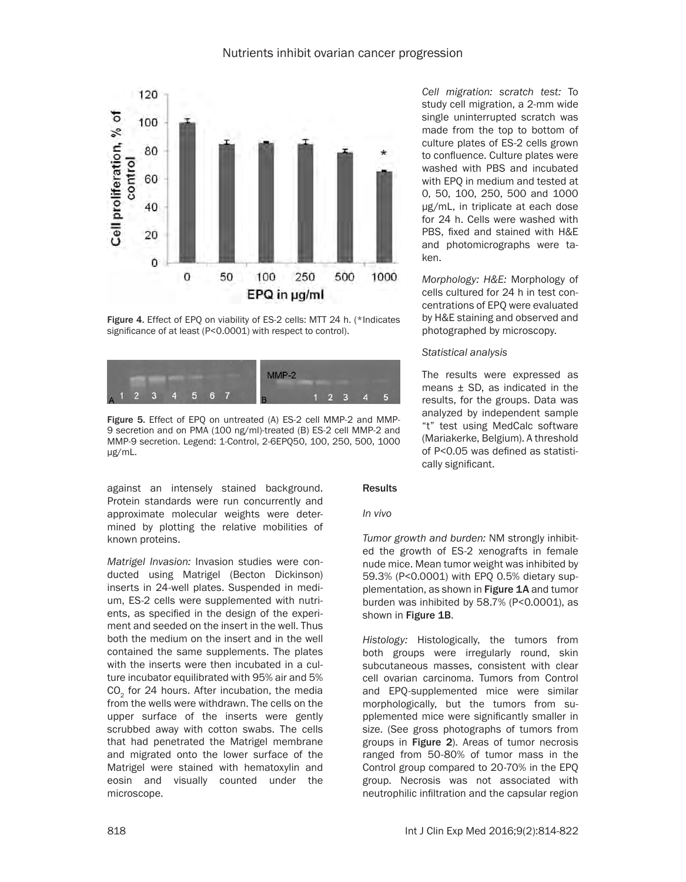Figure 4. Effect of EPQ on viability of ES-2 cells: MTT 24 h. (*Indicates significance of at least (P<0.0001) with respect to control).

Figure 5. Effect of EPQ on untreated (A) ES-2 cell MMP-2 and MMP-9 secretion and on PMA (100 ng/ml)-treated (B) ES-2 cell MMP-2 and MMP-9 secretion. Legend: 1-Control, 2-6EPQ50, 100, 250, 500, 1000 µg/mL.

against an intensely stained background. Protein standards were run concurrently and approximate molecular weights were determined by plotting the relative mobilities of known proteins.

*Matrigel Invasion:* Invasion studies were conducted using Matrigel (Becton Dickinson) inserts in 24-well plates. Suspended in medium, ES-2 cells were supplemented with nutrients, as specified in the design of the experiment and seeded on the insert in the well. Thus both the medium on the insert and in the well contained the same supplements. The plates with the inserts were then incubated in a culture incubator equilibrated with 95% air and 5% $CO_2$ for 24 hours. After incubation, the media from the wells were withdrawn. The cells on the upper surface of the inserts were gently scrubbed away with cotton swabs. The cells that had penetrated the Matrigel membrane and migrated onto the lower surface of the Matrigel were stained with hematoxylin and eosin and visually counted under the microscope.

*Cell migration: scratch test:* To study cell migration, a 2-mm wide single uninterrupted scratch was made from the top to bottom of culture plates of ES-2 cells grown to confluence. Culture plates were washed with PBS and incubated with EPQ in medium and tested at 0, 50, 100, 250, 500 and 1000 µg/mL, in triplicate at each dose for 24 h. Cells were washed with PBS, fixed and stained with H&E and photomicrographs were taken.

*Morphology: H&E:* Morphology of cells cultured for 24 h in test concentrations of EPQ were evaluated by H&E staining and observed and photographed by microscopy.

*Statistical analysis*

The results were expressed as means ± SD, as indicated in the results, for the groups. Data was analyzed by independent sample "t" test using MedCalc software (Mariakerke, Belgium). A threshold of P<0.05 was defined as statistically significant.

## Results

*In vivo*

*Tumor growth and burden:* NM strongly inhibited the growth of ES-2 xenografts in female nude mice. Mean tumor weight was inhibited by 59.3% (P<0.0001) with EPQ 0.5% dietary supplementation, as shown in **Figure 1A** and tumor burden was inhibited by 58.7% (P<0.0001), as shown in **Figure 1B**.

*Histology:* Histologically, the tumors from both groups were irregularly round, skin subcutaneous masses, consistent with clear cell ovarian carcinoma. Tumors from Control and EPQ-supplemented mice were similar morphologically, but the tumors from supplemented mice were significantly smaller in size. (See gross photographs of tumors from groups in **Figure 2**). Areas of tumor necrosis ranged from 50-80% of tumor mass in the Control group compared to 20-70% in the EPQ group. Necrosis was not associated with neutrophilic infiltration and the capsular region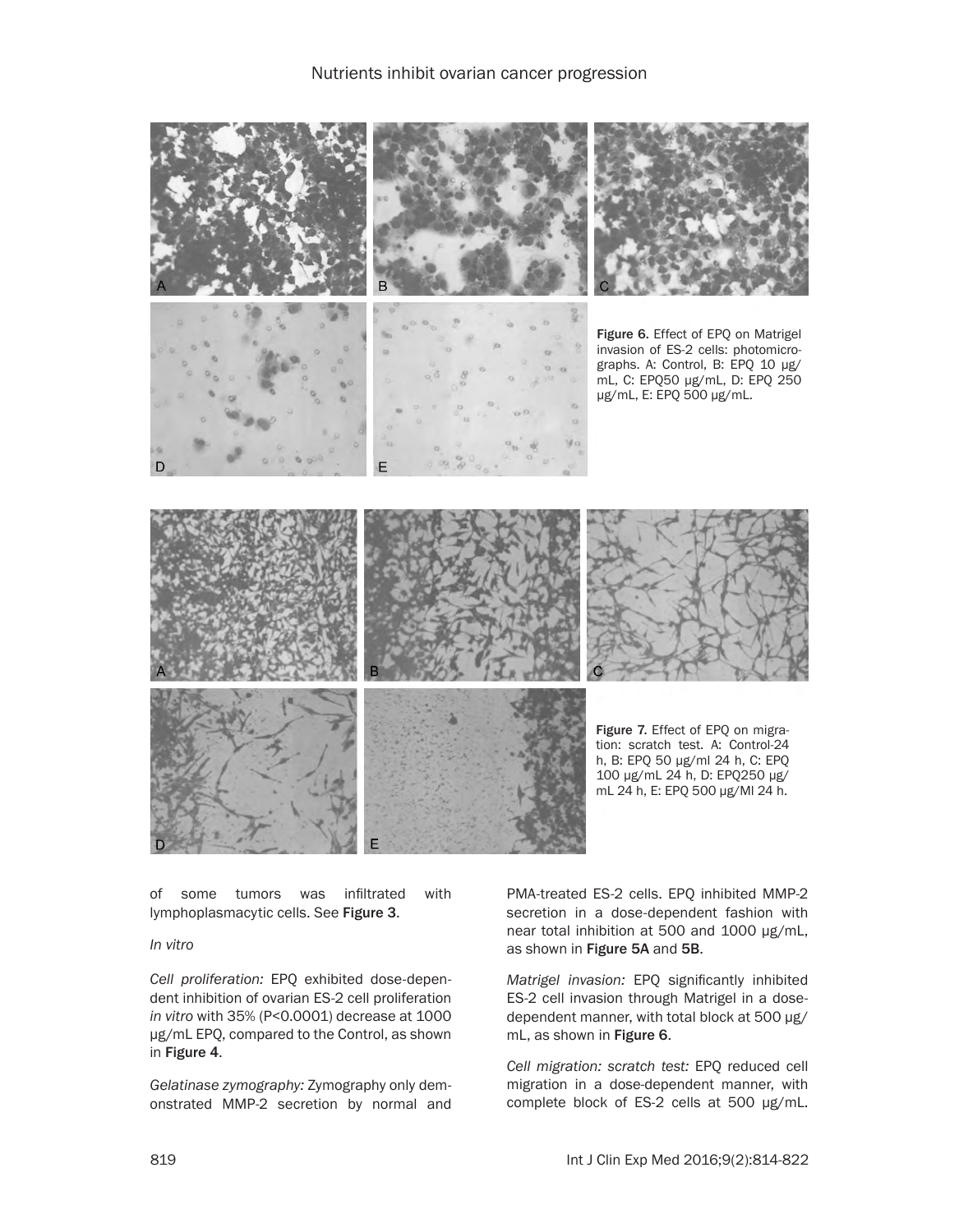Figure 6. Effect of EPQ on Matrigel invasion of ES-2 cells: photomicrographs. A: Control, B: EPQ 10 μg/mL, C: EPQ50 μg/mL, D: EPQ 250 μg/mL, E: EPQ 500 μg/mL.

Figure 7. Effect of EPQ on migration: scratch test. A: Control-24 h, B: EPQ 50 μg/ml 24 h, C: EPQ 100 μg/mL 24 h, D: EPQ250 μg/mL 24 h, E: EPQ 500 μg/Ml 24 h.

of some tumors was infiltrated with lymphoplasmacytic cells. See **Figure 3**.

*In vitro*

*Cell proliferation:* EPQ exhibited dose-dependent inhibition of ovarian ES-2 cell proliferation *in vitro* with 35% ($P<0.0001$) decrease at 1000 μg/mL EPQ, compared to the Control, as shown in **Figure 4**.

*Gelatinase zymography:* Zymography only demonstrated MMP-2 secretion by normal and PMA-treated ES-2 cells. EPQ inhibited MMP-2 secretion in a dose-dependent fashion with near total inhibition at 500 and 1000 μg/mL, as shown in **Figure 5A** and **5B**.

*Matrigel invasion:* EPQ significantly inhibited ES-2 cell invasion through Matrigel in a dose-dependent manner, with total block at 500 μg/mL, as shown in **Figure 6**.

*Cell migration: scratch test:* EPQ reduced cell migration in a dose-dependent manner, with complete block of ES-2 cells at 500 μg/mL.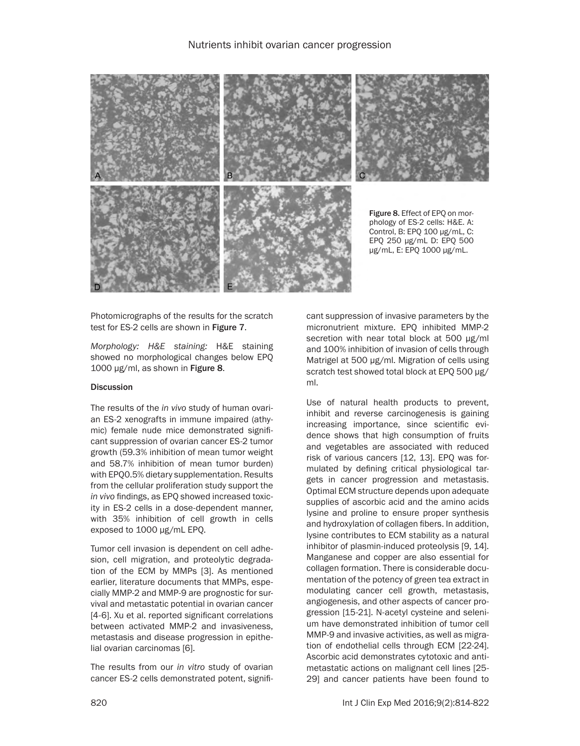Figure 8. Effect of EPQ on morphology of ES-2 cells: H&E. A: Control, B: EPQ 100 μg/mL, C: EPQ 250 μg/mL D: EPQ 500 μg/mL, E: EPQ 1000 μg/mL.

Photomicrographs of the results for the scratch test for ES-2 cells are shown in **Figure 7**.

*Morphology: H&E staining:* H&E staining showed no morphological changes below EPQ 1000 μg/ml, as shown in **Figure 8**.

## Discussion

The results of the *in vivo* study of human ovarian ES-2 xenografts in immune impaired (athymic) female nude mice demonstrated significant suppression of ovarian cancer ES-2 tumor growth (59.3% inhibition of mean tumor weight and 58.7% inhibition of mean tumor burden) with EPQ0.5% dietary supplementation. Results from the cellular proliferation study support the *in vivo* findings, as EPQ showed increased toxicity in ES-2 cells in a dose-dependent manner, with 35% inhibition of cell growth in cells exposed to 1000 μg/mL EPQ.

Tumor cell invasion is dependent on cell adhesion, cell migration, and proteolytic degradation of the ECM by MMPs [3]. As mentioned earlier, literature documents that MMPs, especially MMP-2 and MMP-9 are prognostic for survival and metastatic potential in ovarian cancer [4-6]. Xu et al. reported significant correlations between activated MMP-2 and invasiveness, metastasis and disease progression in epithelial ovarian carcinomas [6].

The results from our *in vitro* study of ovarian cancer ES-2 cells demonstrated potent, significant suppression of invasive parameters by the micronutrient mixture. EPQ inhibited MMP-2 secretion with near total block at 500 μg/ml and 100% inhibition of invasion of cells through Matrigel at 500 μg/ml. Migration of cells using scratch test showed total block at EPQ 500 μg/ml.

Use of natural health products to prevent, inhibit and reverse carcinogenesis is gaining increasing importance, since scientific evidence shows that high consumption of fruits and vegetables are associated with reduced risk of various cancers [12, 13]. EPQ was formulated by defining critical physiological targets in cancer progression and metastasis. Optimal ECM structure depends upon adequate supplies of ascorbic acid and the amino acids lysine and proline to ensure proper synthesis and hydroxylation of collagen fibers. In addition, lysine contributes to ECM stability as a natural inhibitor of plasmin-induced proteolysis [9, 14]. Manganese and copper are also essential for collagen formation. There is considerable documentation of the potency of green tea extract in modulating cancer cell growth, metastasis, angiogenesis, and other aspects of cancer progression [15-21]. N-acetyl cysteine and selenium have demonstrated inhibition of tumor cell MMP-9 and invasive activities, as well as migration of endothelial cells through ECM [22-24]. Ascorbic acid demonstrates cytotoxic and antimetastatic actions on malignant cell lines [25-29] and cancer patients have been found to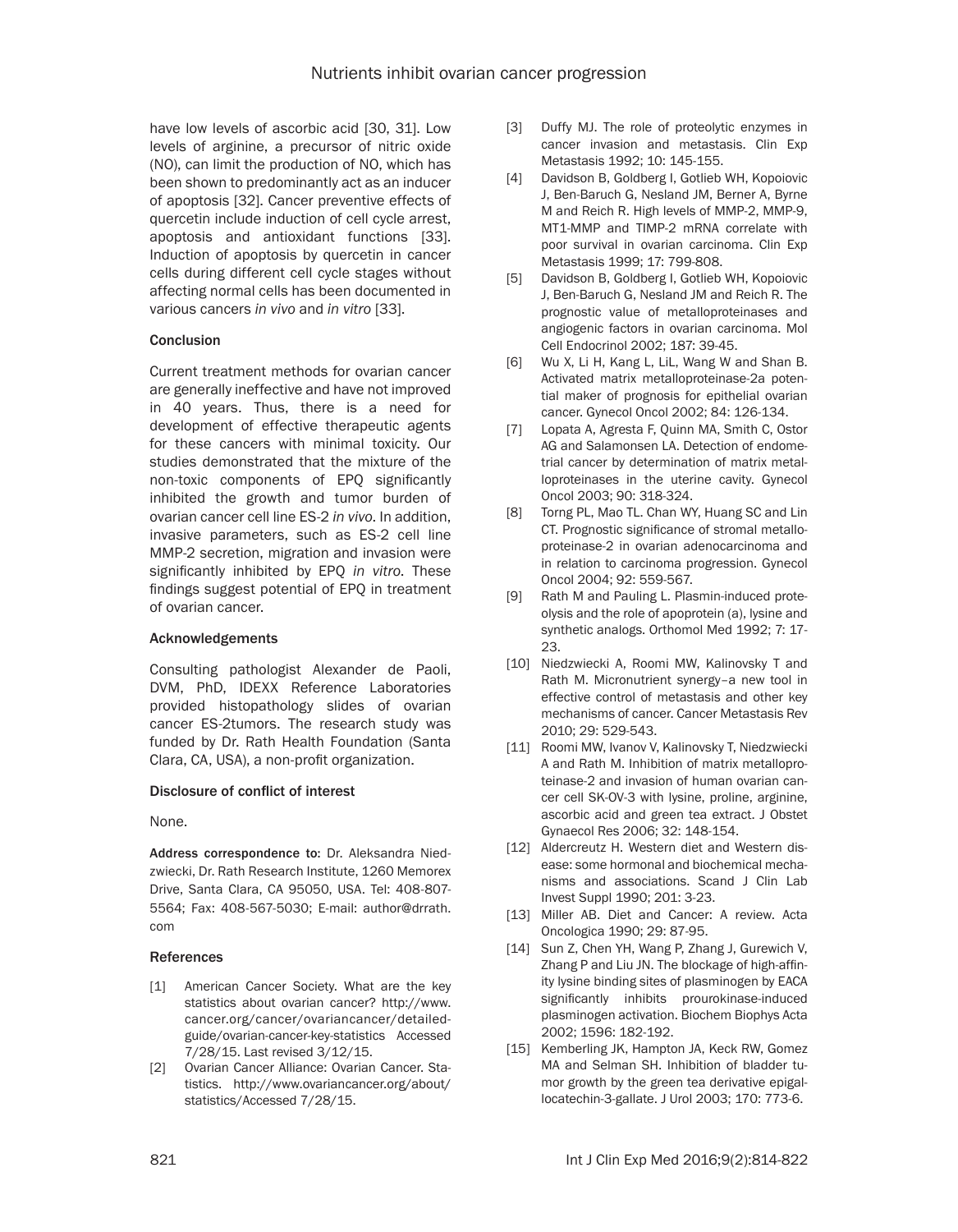have low levels of ascorbic acid [30, 31]. Low levels of arginine, a precursor of nitric oxide (NO), can limit the production of NO, which has been shown to predominantly act as an inducer of apoptosis [32]. Cancer preventive effects of quercetin include induction of cell cycle arrest, apoptosis and antioxidant functions [33]. Induction of apoptosis by quercetin in cancer cells during different cell cycle stages without affecting normal cells has been documented in various cancers *in vivo* and *in vitro* [33].

## Conclusion

Current treatment methods for ovarian cancer are generally ineffective and have not improved in 40 years. Thus, there is a need for development of effective therapeutic agents for these cancers with minimal toxicity. Our studies demonstrated that the mixture of the non-toxic components of EPQ significantly inhibited the growth and tumor burden of ovarian cancer cell line ES-2 *in vivo*. In addition, invasive parameters, such as ES-2 cell line MMP-2 secretion, migration and invasion were significantly inhibited by EPQ *in vitro*. These findings suggest potential of EPQ in treatment of ovarian cancer.

## Acknowledgements

Consulting pathologist Alexander de Paoli, DVM, PhD, IDEXX Reference Laboratories provided histopathology slides of ovarian cancer ES-2tumors. The research study was funded by Dr. Rath Health Foundation (Santa Clara, CA, USA), a non-profit organization.

## Disclosure of conflict of interest

None.

**Address correspondence to:** Dr. Aleksandra Niedzwiecki, Dr. Rath Research Institute, 1260 Memorex Drive, Santa Clara, CA 95050, USA. Tel: 408-807-5564; Fax: 408-567-5030; E-mail: author@drrath.com

## References

[1] American Cancer Society. What are the key statistics about ovarian cancer? http://www.cancer.org/cancer/ovariancancer/detailed-guide/ovarian-cancer-key-statistics Accessed 7/28/15. Last revised 3/12/15.

[2] Ovarian Cancer Alliance: Ovarian Cancer. Statistics. http://www.ovariancancer.org/about/statistics/Accessed 7/28/15.

[3] Duffy MJ. The role of proteolytic enzymes in cancer invasion and metastasis. Clin Exp Metastasis 1992; 10: 145-155.

[4] Davidson B, Goldberg I, Gotlieb WH, Kopoiovic J, Ben-Baruch G, Nesland JM, Berner A, Byrne M and Reich R. High levels of MMP-2, MMP-9, MT1-MMP and TIMP-2 mRNA correlate with poor survival in ovarian carcinoma. Clin Exp Metastasis 1999; 17: 799-808.

[5] Davidson B, Goldberg I, Gotlieb WH, Kopoiovic J, Ben-Baruch G, Nesland JM and Reich R. The prognostic value of metalloproteinases and angiogenic factors in ovarian carcinoma. Mol Cell Endocrinol 2002; 187: 39-45.

[6] Wu X, Li H, Kang L, LiL, Wang W and Shan B. Activated matrix metalloproteinase-2a potential maker of prognosis for epithelial ovarian cancer. Gynecol Oncol 2002; 84: 126-134.

[7] Lopata A, Agresta F, Quinn MA, Smith C, Ostor AG and Salamonsen LA. Detection of endometrial cancer by determination of matrix metalloproteinases in the uterine cavity. Gynecol Oncol 2003; 90: 318-324.

[8] Torng PL, Mao TL. Chan WY, Huang SC and Lin CT. Prognostic significance of stromal metalloproteinase-2 in ovarian adenocarcinoma and in relation to carcinoma progression. Gynecol Oncol 2004; 92: 559-567.

[9] Rath M and Pauling L. Plasmin-induced proteolysis and the role of apoprotein (a), lysine and synthetic analogs. Orthomol Med 1992; 7: 17-23.

[10] Niedzwiecki A, Roomi MW, Kalinovsky T and Rath M. Micronutrient synergy–a new tool in effective control of metastasis and other key mechanisms of cancer. Cancer Metastasis Rev 2010; 29: 529-543.

[11] Roomi MW, Ivanov V, Kalinovsky T, Niedzwiecki A and Rath M. Inhibition of matrix metalloproteinase-2 and invasion of human ovarian cancer cell SK-OV-3 with lysine, proline, arginine, ascorbic acid and green tea extract. J Obstet Gynaecol Res 2006; 32: 148-154.

[12] Aldercreutz H. Western diet and Western disease: some hormonal and biochemical mechanisms and associations. Scand J Clin Lab Invest Suppl 1990; 201: 3-23.

[13] Miller AB. Diet and Cancer: A review. Acta Oncologica 1990; 29: 87-95.

[14] Sun Z, Chen YH, Wang P, Zhang J, Gurewich V, Zhang P and Liu JN. The blockage of high-affinity lysine binding sites of plasminogen by EACA significantly inhibits prourokinase-induced plasminogen activation. Biochem Biophys Acta 2002; 1596: 182-192.

[15] Kemberling JK, Hampton JA, Keck RW, Gomez MA and Selman SH. Inhibition of bladder tumor growth by the green tea derivative epigallocatechin-3-gallate. J Urol 2003; 170: 773-6.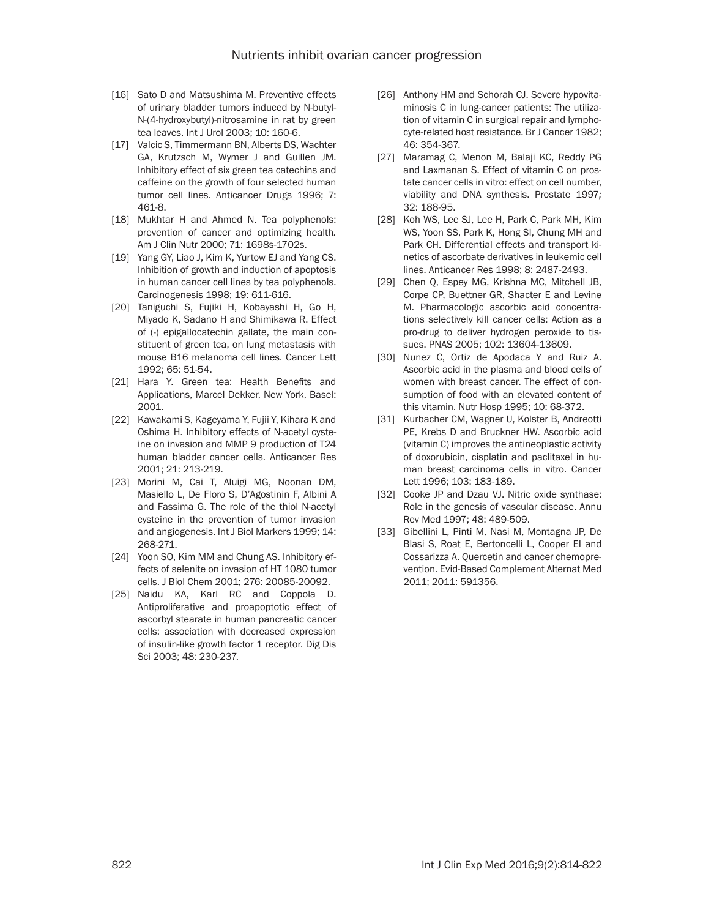[16] Sato D and Matsushima M. Preventive effects of urinary bladder tumors induced by N-butyl-N-(4-hydroxybutyl)-nitrosamine in rat by green tea leaves. Int J Urol 2003; 10: 160-6.

[17] Valcic S, Timmermann BN, Alberts DS, Wachter GA, Krutzsch M, Wymer J and Guillen JM. Inhibitory effect of six green tea catechins and caffeine on the growth of four selected human tumor cell lines. Anticancer Drugs 1996; 7: 461-8.

[18] Mukhtar H and Ahmed N. Tea polyphenols: prevention of cancer and optimizing health. Am J Clin Nutr 2000; 71: 1698s-1702s.

[19] Yang GY, Liao J, Kim K, Yurtow EJ and Yang CS. Inhibition of growth and induction of apoptosis in human cancer cell lines by tea polyphenols. Carcinogenesis 1998; 19: 611-616.

[20] Taniguchi S, Fujiki H, Kobayashi H, Go H, Miyado K, Sadano H and Shimikawa R. Effect of (-) epigallocatechin gallate, the main constituent of green tea, on lung metastasis with mouse B16 melanoma cell lines. Cancer Lett 1992; 65: 51-54.

[21] Hara Y. Green tea: Health Benefits and Applications, Marcel Dekker, New York, Basel: 2001.

[22] Kawakami S, Kageyama Y, Fujii Y, Kihara K and Oshima H. Inhibitory effects of N-acetyl cysteine on invasion and MMP 9 production of T24 human bladder cancer cells. Anticancer Res 2001; 21: 213-219.

[23] Morini M, Cai T, Aluigi MG, Noonan DM, Masiello L, De Floro S, D'Agostinin F, Albini A and Fassima G. The role of the thiol N-acetyl cysteine in the prevention of tumor invasion and angiogenesis. Int J Biol Markers 1999; 14: 268-271.

[24] Yoon SO, Kim MM and Chung AS. Inhibitory effects of selenite on invasion of HT 1080 tumor cells. J Biol Chem 2001; 276: 20085-20092.

[25] Naidu KA, Karl RC and Coppola D. Antiproliferative and proapoptotic effect of ascorbyl stearate in human pancreatic cancer cells: association with decreased expression of insulin-like growth factor 1 receptor. Dig Dis Sci 2003; 48: 230-237.

[26] Anthony HM and Schorah CJ. Severe hypovitaminosis C in lung-cancer patients: The utilization of vitamin C in surgical repair and lymphocyte-related host resistance. Br J Cancer 1982; 46: 354-367.

[27] Maramag C, Menon M, Balaji KC, Reddy PG and Laxmanan S. Effect of vitamin C on prostate cancer cells in vitro: effect on cell number, viability and DNA synthesis. Prostate 1997; 32: 188-95.

[28] Koh WS, Lee SJ, Lee H, Park C, Park MH, Kim WS, Yoon SS, Park K, Hong SI, Chung MH and Park CH. Differential effects and transport kinetics of ascorbate derivatives in leukemic cell lines. Anticancer Res 1998; 8: 2487-2493.

[29] Chen Q, Espey MG, Krishna MC, Mitchell JB, Corpe CP, Buettner GR, Shacter E and Levine M. Pharmacologic ascorbic acid concentrations selectively kill cancer cells: Action as a pro-drug to deliver hydrogen peroxide to tissues. PNAS 2005; 102: 13604-13609.

[30] Nunez C, Ortiz de Apodaca Y and Ruiz A. Ascorbic acid in the plasma and blood cells of women with breast cancer. The effect of consumption of food with an elevated content of this vitamin. Nutr Hosp 1995; 10: 68-372.

[31] Kurbacher CM, Wagner U, Kolster B, Andreotti PE, Krebs D and Bruckner HW. Ascorbic acid (vitamin C) improves the antineoplastic activity of doxorubicin, cisplatin and paclitaxel in human breast carcinoma cells in vitro. Cancer Lett 1996; 103: 183-189.

[32] Cooke JP and Dzau VJ. Nitric oxide synthase: Role in the genesis of vascular disease. Annu Rev Med 1997; 48: 489-509.

[33] Gibellini L, Pinti M, Nasi M, Montagna JP, De Blasi S, Roat E, Bertoncelli L, Cooper EI and Cossarizza A. Quercetin and cancer chemoprevention. Evid-Based Complement Alternat Med 2011; 2011: 591356.